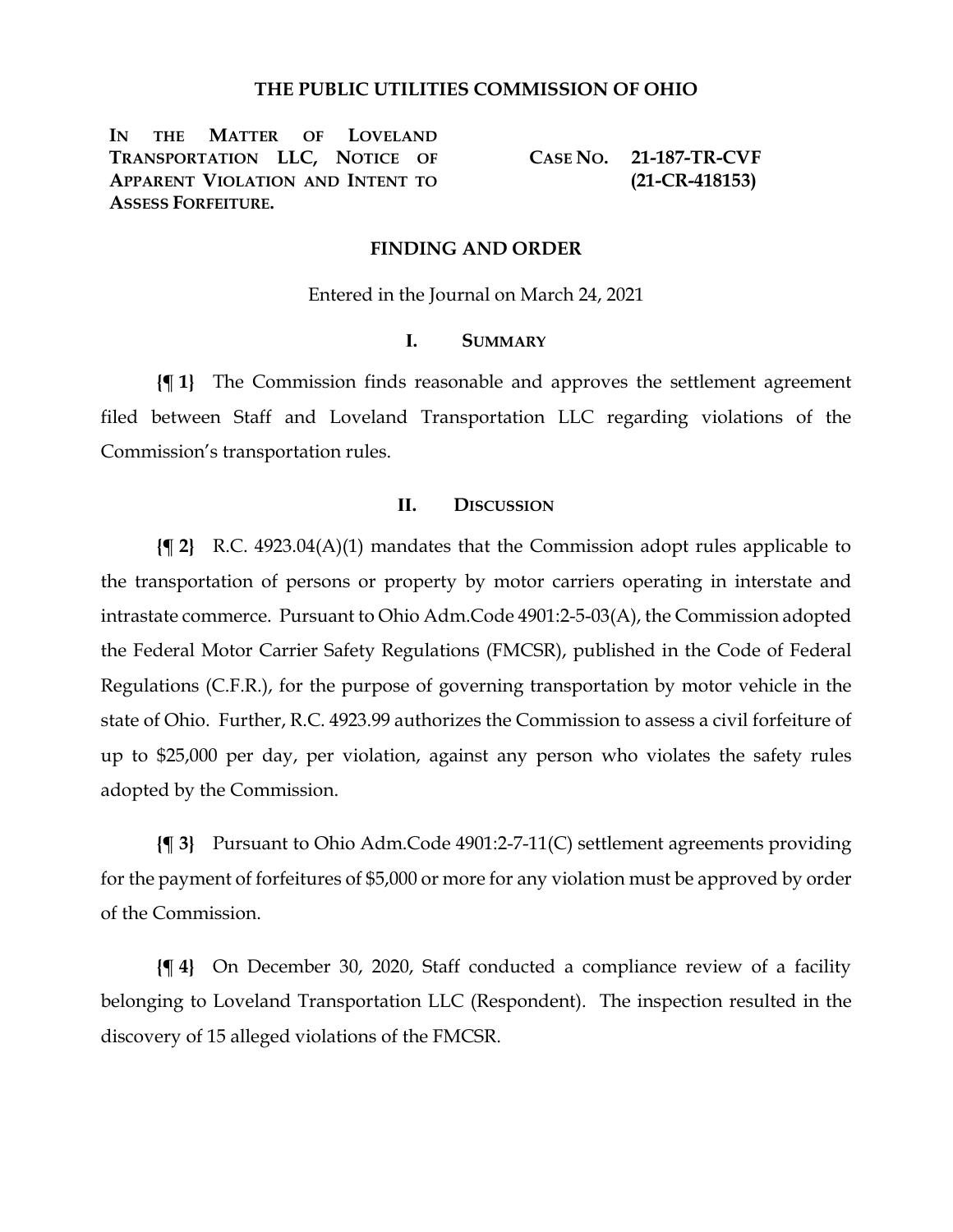# THE PUBLIC UTILITIES COMMISSION OF OHIO

| | |
|---|---|
| **IN THE MATTER OF LOVELAND TRANSPORTATION LLC, NOTICE OF APPARENT VIOLATION AND INTENT TO ASSESS FORFEITURE.** | **CASE NO. 21-187-TR-CVF (21-CR-418153)** |

## FINDING AND ORDER

Entered in the Journal on March 24, 2021

### I. SUMMARY

**{¶ 1}** The Commission finds reasonable and approves the settlement agreement filed between Staff and Loveland Transportation LLC regarding violations of the Commission's transportation rules.

### II. DISCUSSION

**{¶ 2}** R.C. 4923.04(A)(1) mandates that the Commission adopt rules applicable to the transportation of persons or property by motor carriers operating in interstate and intrastate commerce. Pursuant to Ohio Adm.Code 4901:2-5-03(A), the Commission adopted the Federal Motor Carrier Safety Regulations (FMCSR), published in the Code of Federal Regulations (C.F.R.), for the purpose of governing transportation by motor vehicle in the state of Ohio. Further, R.C. 4923.99 authorizes the Commission to assess a civil forfeiture of up to $25,000 per day, per violation, against any person who violates the safety rules adopted by the Commission.

**{¶ 3}** Pursuant to Ohio Adm.Code 4901:2-7-11(C) settlement agreements providing for the payment of forfeitures of $5,000 or more for any violation must be approved by order of the Commission.

**{¶ 4}** On December 30, 2020, Staff conducted a compliance review of a facility belonging to Loveland Transportation LLC (Respondent). The inspection resulted in the discovery of 15 alleged violations of the FMCSR.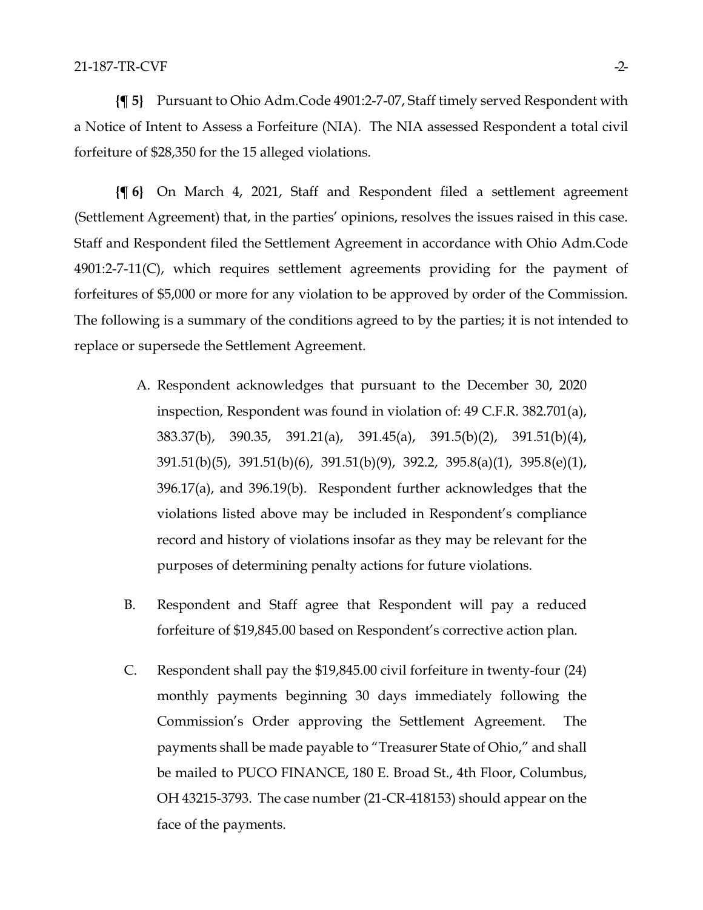**{¶ 5}** Pursuant to Ohio Adm.Code 4901:2-7-07, Staff timely served Respondent with a Notice of Intent to Assess a Forfeiture (NIA). The NIA assessed Respondent a total civil forfeiture of $28,350 for the 15 alleged violations.

**{¶ 6}** On March 4, 2021, Staff and Respondent filed a settlement agreement (Settlement Agreement) that, in the parties' opinions, resolves the issues raised in this case. Staff and Respondent filed the Settlement Agreement in accordance with Ohio Adm.Code 4901:2-7-11(C), which requires settlement agreements providing for the payment of forfeitures of $5,000 or more for any violation to be approved by order of the Commission. The following is a summary of the conditions agreed to by the parties; it is not intended to replace or supersede the Settlement Agreement.

A. Respondent acknowledges that pursuant to the December 30, 2020 inspection, Respondent was found in violation of: 49 C.F.R. 382.701(a), 383.37(b), 390.35, 391.21(a), 391.45(a), 391.5(b)(2), 391.51(b)(4), 391.51(b)(5), 391.51(b)(6), 391.51(b)(9), 392.2, 395.8(a)(1), 395.8(e)(1), 396.17(a), and 396.19(b). Respondent further acknowledges that the violations listed above may be included in Respondent's compliance record and history of violations insofar as they may be relevant for the purposes of determining penalty actions for future violations.

B. Respondent and Staff agree that Respondent will pay a reduced forfeiture of $19,845.00 based on Respondent's corrective action plan.

C. Respondent shall pay the $19,845.00 civil forfeiture in twenty-four (24) monthly payments beginning 30 days immediately following the Commission's Order approving the Settlement Agreement. The payments shall be made payable to "Treasurer State of Ohio," and shall be mailed to PUCO FINANCE, 180 E. Broad St., 4th Floor, Columbus, OH 43215-3793. The case number (21-CR-418153) should appear on the face of the payments.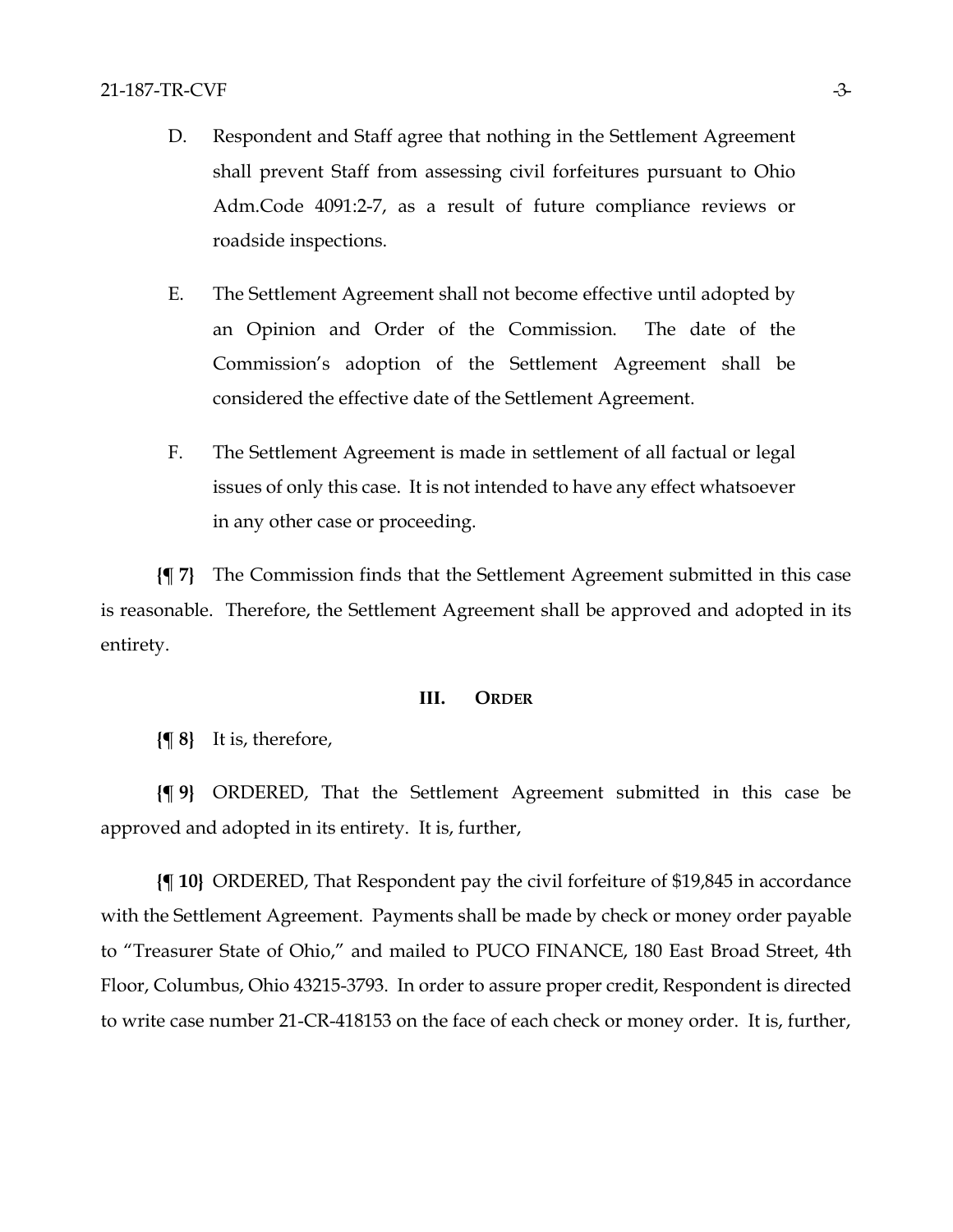D. Respondent and Staff agree that nothing in the Settlement Agreement shall prevent Staff from assessing civil forfeitures pursuant to Ohio Adm.Code 4091:2-7, as a result of future compliance reviews or roadside inspections.

E. The Settlement Agreement shall not become effective until adopted by an Opinion and Order of the Commission. The date of the Commission's adoption of the Settlement Agreement shall be considered the effective date of the Settlement Agreement.

F. The Settlement Agreement is made in settlement of all factual or legal issues of only this case. It is not intended to have any effect whatsoever in any other case or proceeding.

**{¶ 7}** The Commission finds that the Settlement Agreement submitted in this case is reasonable. Therefore, the Settlement Agreement shall be approved and adopted in its entirety.

## III. ORDER

**{¶ 8}** It is, therefore,

**{¶ 9}** ORDERED, That the Settlement Agreement submitted in this case be approved and adopted in its entirety. It is, further,

**{¶ 10}** ORDERED, That Respondent pay the civil forfeiture of $19,845 in accordance with the Settlement Agreement. Payments shall be made by check or money order payable to "Treasurer State of Ohio," and mailed to PUCO FINANCE, 180 East Broad Street, 4th Floor, Columbus, Ohio 43215-3793. In order to assure proper credit, Respondent is directed to write case number 21-CR-418153 on the face of each check or money order. It is, further,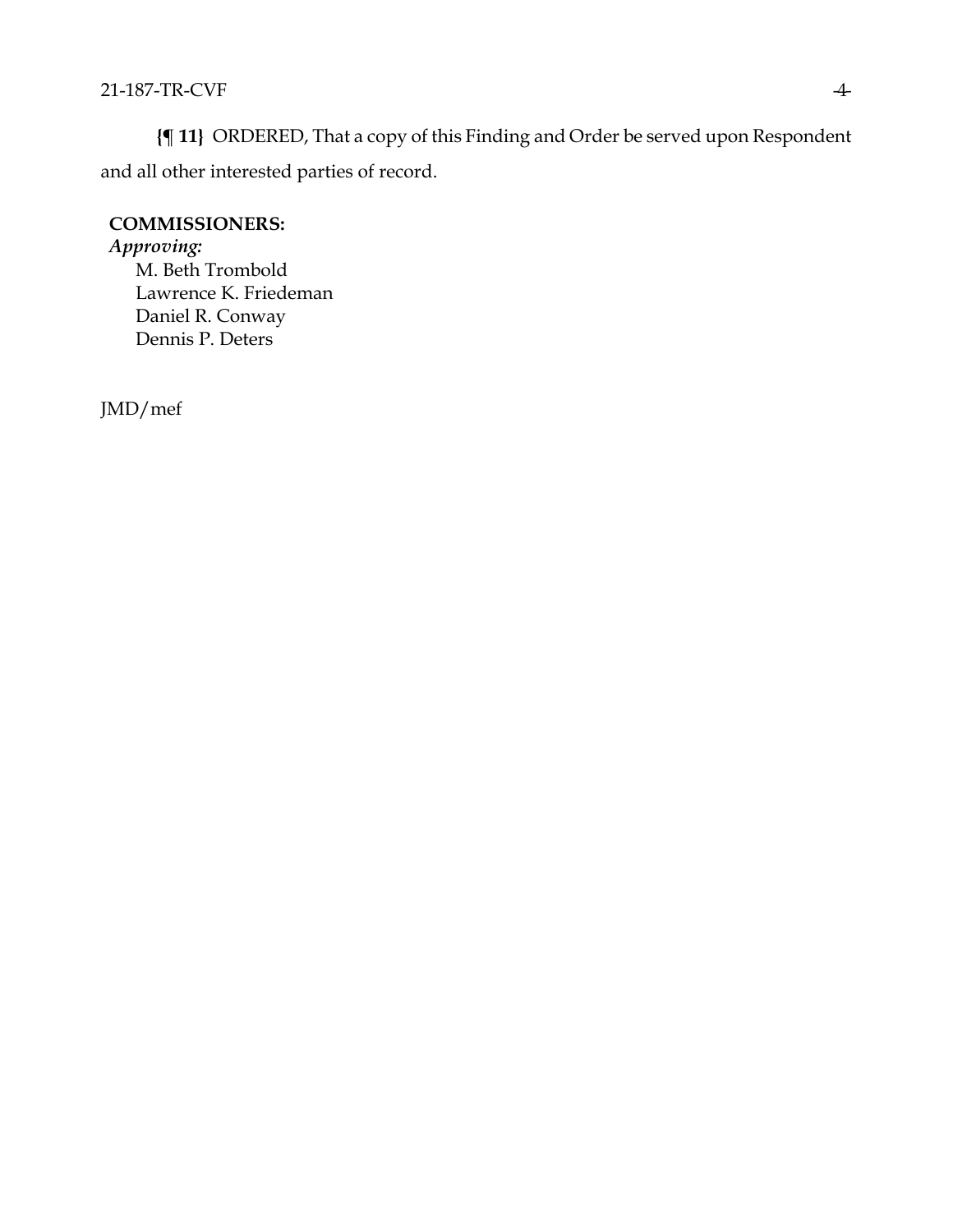**{¶ 11}** ORDERED, That a copy of this Finding and Order be served upon Respondent and all other interested parties of record.

**COMMISSIONERS:**

***Approving:***

M. Beth Trombold
Lawrence K. Friedeman
Daniel R. Conway
Dennis P. Deters

JMD/mef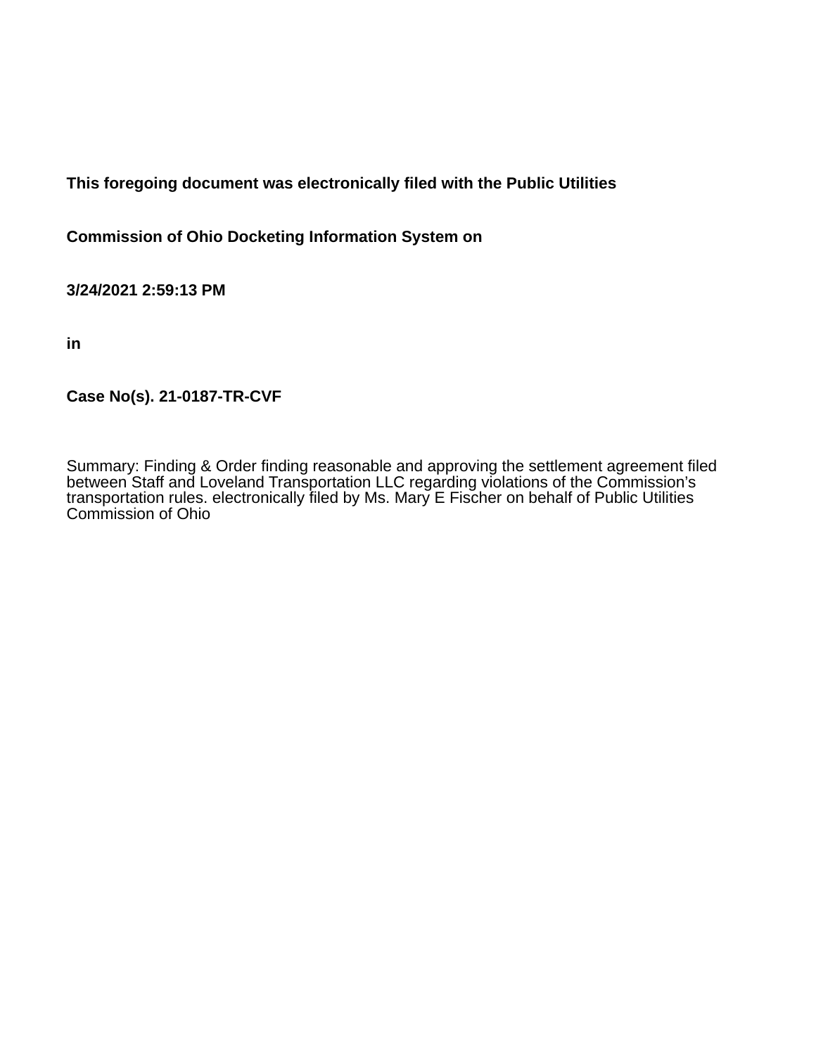**This foregoing document was electronically filed with the Public Utilities**

**Commission of Ohio Docketing Information System on**

**3/24/2021 2:59:13 PM**

**in**

**Case No(s). 21-0187-TR-CVF**

Summary: Finding & Order finding reasonable and approving the settlement agreement filed between Staff and Loveland Transportation LLC regarding violations of the Commission's transportation rules. electronically filed by Ms. Mary E Fischer on behalf of Public Utilities Commission of Ohio